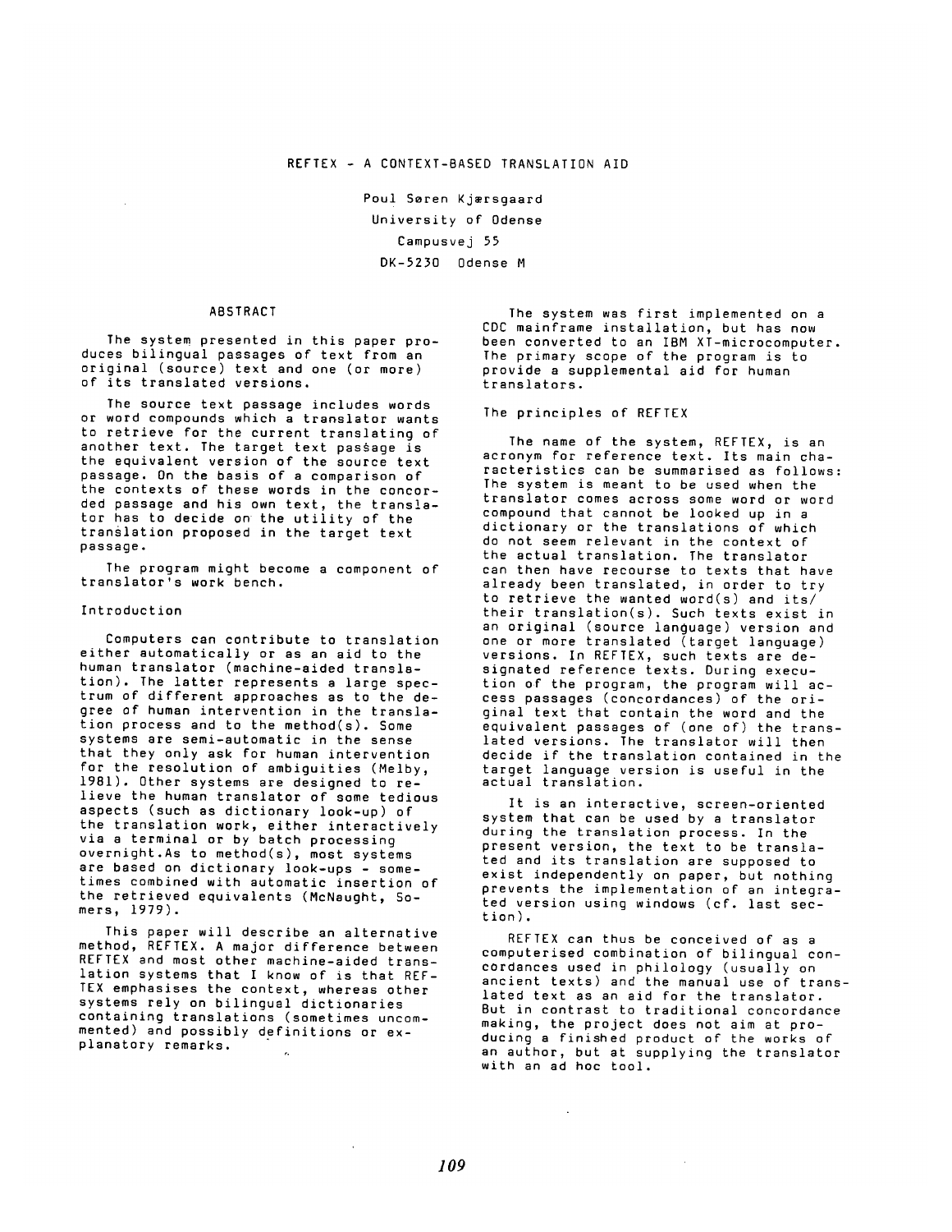# REFTEX - A CONTEXT-BASED TRANSLATION AID

Poul Søren Kjærsgaard
University of Odense
Campusvej 55
DK-5230 Odense M

## ABSTRACT

The system presented in this paper produces bilingual passages of text from an original (source) text and one (or more) of its translated versions.

The source text passage includes words or word compounds which a translator wants to retrieve for the current translating of another text. The target text passage is the equivalent version of the source text passage. On the basis of a comparison of the contexts of these words in the concorded passage and his own text, the translator has to decide on the utility of the translation proposed in the target text passage.

The program might become a component of translator's work bench.

## Introduction

Computers can contribute to translation either automatically or as an aid to the human translator (machine-aided translation). The latter represents a large spectrum of different approaches as to the degree of human intervention in the translation process and to the method(s). Some systems are semi-automatic in the sense that they only ask for human intervention for the resolution of ambiguities (Melby, 1981). Other systems are designed to relieve the human translator of some tedious aspects (such as dictionary look-up) of the translation work, either interactively via a terminal or by batch processing overnight.As to method(s), most systems are based on dictionary look-ups - sometimes combined with automatic insertion of the retrieved equivalents (McNaught, Somers, 1979).

This paper will describe an alternative method, REFTEX. A major difference between REFTEX and most other machine-aided translation systems that I know of is that REFTEX emphasises the context, whereas other systems rely on bilingual dictionaries containing translations (sometimes uncommented) and possibly definitions or explanatory remarks.

The system was first implemented on a CDC mainframe installation, but has now been converted to an IBM XT-microcomputer. The primary scope of the program is to provide a supplemental aid for human translators.

## The principles of REFTEX

The name of the system, REFTEX, is an acronym for reference text. Its main characteristics can be summarised as follows: The system is meant to be used when the translator comes across some word or word compound that cannot be looked up in a dictionary or the translations of which do not seem relevant in the context of the actual translation. The translator can then have recourse to texts that have already been translated, in order to try to retrieve the wanted word(s) and its/their translation(s). Such texts exist in an original (source language) version and one or more translated (target language) versions. In REFTEX, such texts are designated reference texts. During execution of the program, the program will access passages (concordances) of the original text that contain the word and the equivalent passages of (one of) the translated versions. The translator will then decide if the translation contained in the target language version is useful in the actual translation.

It is an interactive, screen-oriented system that can be used by a translator during the translation process. In the present version, the text to be translated and its translation are supposed to exist independently on paper, but nothing prevents the implementation of an integrated version using windows (cf. last section).

REFTEX can thus be conceived of as a computerised combination of bilingual concordances used in philology (usually on ancient texts) and the manual use of translated text as an aid for the translator. But in contrast to traditional concordance making, the project does not aim at producing a finished product of the works of an author, but at supplying the translator with an ad hoc tool.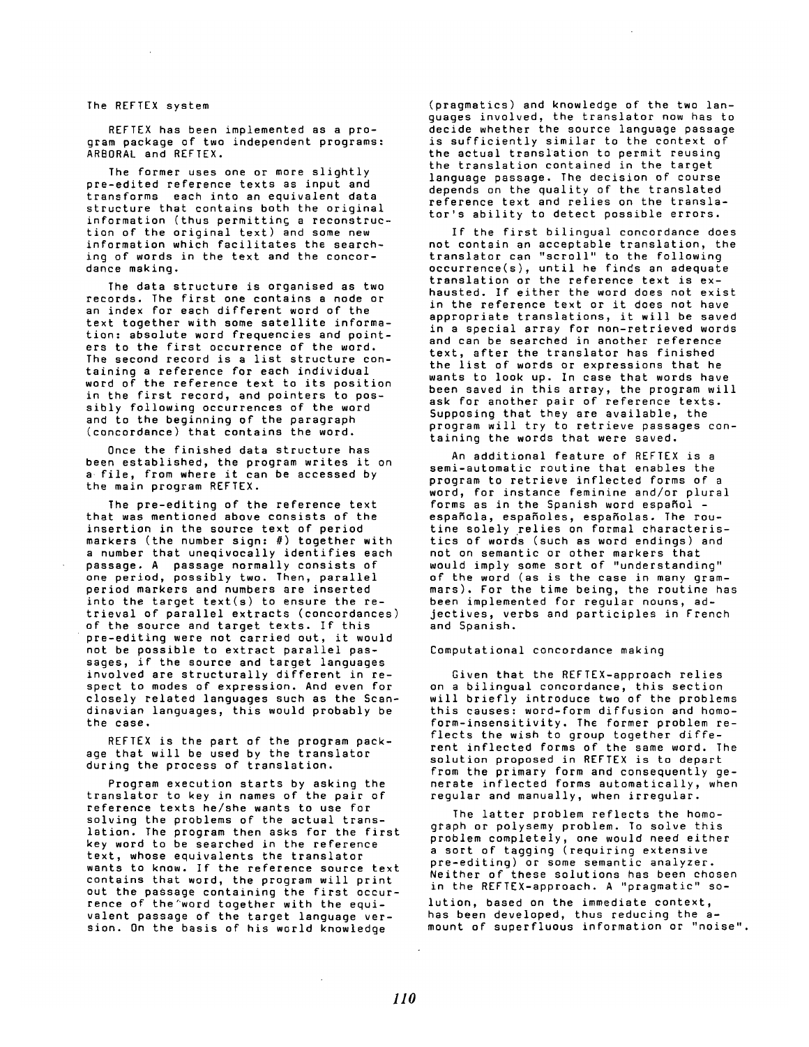## The REFTEX system

REFTEX has been implemented as a program package of two independent programs: ARBORAL and REFTEX.

The former uses one or more slightly pre-edited reference texts as input and transforms each into an equivalent data structure that contains both the original information (thus permitting a reconstruction of the original text) and some new information which facilitates the searching of words in the text and the concordance making.

The data structure is organised as two records. The first one contains a node or an index for each different word of the text together with some satellite information: absolute word frequencies and pointers to the first occurrence of the word. The second record is a list structure containing a reference for each individual word of the reference text to its position in the first record, and pointers to possibly following occurrences of the word and to the beginning of the paragraph (concordance) that contains the word.

Once the finished data structure has been established, the program writes it on a file, from where it can be accessed by the main program REFTEX.

The pre-editing of the reference text that was mentioned above consists of the insertion in the source text of period markers (the number sign: #) together with a number that uneqivocally identifies each passage. A passage normally consists of one period, possibly two. Then, parallel period markers and numbers are inserted into the target text(s) to ensure the retrieval of parallel extracts (concordances) of the source and target texts. If this pre-editing were not carried out, it would not be possible to extract parallel passages, if the source and target languages involved are structurally different in respect to modes of expression. And even for closely related languages such as the Scandinavian languages, this would probably be the case.

REFTEX is the part of the program package that will be used by the translator during the process of translation.

Program execution starts by asking the translator to key in names of the pair of reference texts he/she wants to use for solving the problems of the actual translation. The program then asks for the first key word to be searched in the reference text, whose equivalents the translator wants to know. If the reference source text contains that word, the program will print out the passage containing the first occurrence of the word together with the equivalent passage of the target language version. On the basis of his world knowledge (pragmatics) and knowledge of the two languages involved, the translator now has to decide whether the source language passage is sufficiently similar to the context of the actual translation to permit reusing the translation contained in the target language passage. The decision of course depends on the quality of the translated reference text and relies on the translator's ability to detect possible errors.

If the first bilingual concordance does not contain an acceptable translation, the translator can "scroll" to the following occurrence(s), until he finds an adequate translation or the reference text is exhausted. If either the word does not exist in the reference text or it does not have appropriate translations, it will be saved in a special array for non-retrieved words and can be searched in another reference text, after the translator has finished the list of words or expressions that he wants to look up. In case that words have been saved in this array, the program will ask for another pair of reference texts. Supposing that they are available, the program will try to retrieve passages containing the words that were saved.

An additional feature of REFTEX is a semi-automatic routine that enables the program to retrieve inflected forms of a word, for instance feminine and/or plural forms as in the Spanish word español - española, españoles, españolas. The routine solely relies on formal characteristics of words (such as word endings) and not on semantic or other markers that would imply some sort of "understanding" of the word (as is the case in many grammars). For the time being, the routine has been implemented for regular nouns, adjectives, verbs and participles in French and Spanish.

## Computational concordance making

Given that the REFTEX-approach relies on a bilingual concordance, this section will briefly introduce two of the problems this causes: word-form diffusion and homoform-insensitivity. The former problem reflects the wish to group together different inflected forms of the same word. The solution proposed in REFTEX is to depart from the primary form and consequently generate inflected forms automatically, when regular and manually, when irregular.

The latter problem reflects the homograph or polysemy problem. To solve this problem completely, one would need either a sort of tagging (requiring extensive pre-editing) or some semantic analyzer. Neither of these solutions has been chosen in the REFTEX-approach. A "pragmatic" solution, based on the immediate context, has been developed, thus reducing the amount of superfluous information or "noise".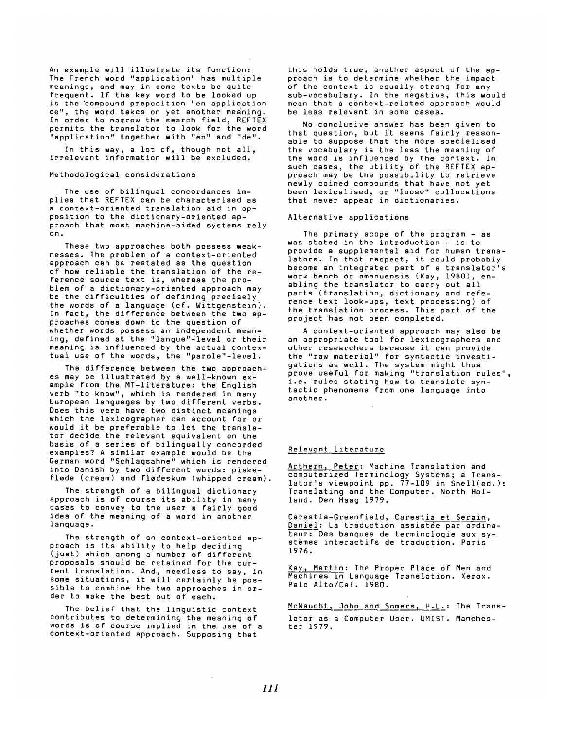An example will illustrate its function: The French word "application" has multiple meanings, and may in some texts be quite frequent. If the key word to be looked up is the compound preposition "en application de", the word takes on yet another meaning. In order to narrow the search field, REFTEX permits the translator to look for the word "application" together with "en" and "de".

In this way, a lot of, though not all, irrelevant information will be excluded.

## Methodological considerations

The use of bilingual concordances implies that REFTEX can be characterised as a context-oriented translation aid in opposition to the dictionary-oriented approach that most machine-aided systems rely on.

These two approaches both possess weaknesses. The problem of a context-oriented approach can be restated as the question of how reliable the translation of the reference source text is, whereas the problem of a dictionary-oriented approach may be the difficulties of defining precisely the words of a language (cf. Wittgenstein). In fact, the difference between the two approaches comes down to the question of whether words possess an independent meaning, defined at the "langue"-level or their meaning is influenced by the actual contextual use of the words, the "parole"-level.

The difference between the two approaches may be illustrated by a well-known example from the MT-literature: the English verb "to know", which is rendered in many European languages by two different verbs. Does this verb have two distinct meanings which the lexicographer can account for or would it be preferable to let the translator decide the relevant equivalent on the basis of a series of bilingually concorded examples? A similar example would be the German word "Schlagsahne" which is rendered into Danish by two different words: piskefløde (cream) and flødeskum (whipped cream).

The strength of a bilingual dictionary approach is of course its ability in many cases to convey to the user a fairly good idea of the meaning of a word in another language.

The strength of an context-oriented approach is its ability to help deciding (just) which among a number of different proposals should be retained for the current translation. And, needless to say, in some situations, it will certainly be possible to combine the two approaches in order to make the best out of each.

The belief that the linguistic context contributes to determining the meaning of words is of course implied in the use of a context-oriented approach. Supposing that this holds true, another aspect of the approach is to determine whether the impact of the context is equally strong for any sub-vocabulary. In the negative, this would mean that a context-related approach would be less relevant in some cases.

No conclusive answer has been given to that question, but it seems fairly reasonable to suppose that the more specialised the vocabulary is the less the meaning of the word is influenced by the context. In such cases, the utility of the REFTEX approach may be the possibility to retrieve newly coined compounds that have not yet been lexicalised, or "loose" collocations that never appear in dictionaries.

## Alternative applications

The primary scope of the program - as was stated in the introduction - is to provide a supplemental aid for human translators. In that respect, it could probably become an integrated part of a translator's work bench or amanuensis (Kay, 1980), enabling the translator to carry out all parts (translation, dictionary and reference text look-ups, text processing) of the translation process. This part of the project has not been completed.

A context-oriented approach may also be an appropriate tool for lexicographers and other researchers because it can provide the "raw material" for syntactic investigations as well. The system might thus prove useful for making "translation rules", i.e. rules stating how to translate syntactic phenomena from one language into another.

## Relevant literature

Arthern, Peter: Machine Translation and computerized Terminology Systems; a Translator's viewpoint pp. 77-109 in Snell(ed.): Translating and the Computer. North Holland. Den Haag 1979.

Carestia-Greenfield, Carestia et Serain, Daniel: La traduction assistée par ordinateur: Des banques de terminologie aux systèmes interactifs de traduction. Paris 1976.

Kay, Martin: The Proper Place of Men and Machines in Language Translation. Xerox. Palo Alto/Cal. 1980.

McNaught, John and Somers, H.L.: The Translator as a Computer User. UMIST. Manchester 1979.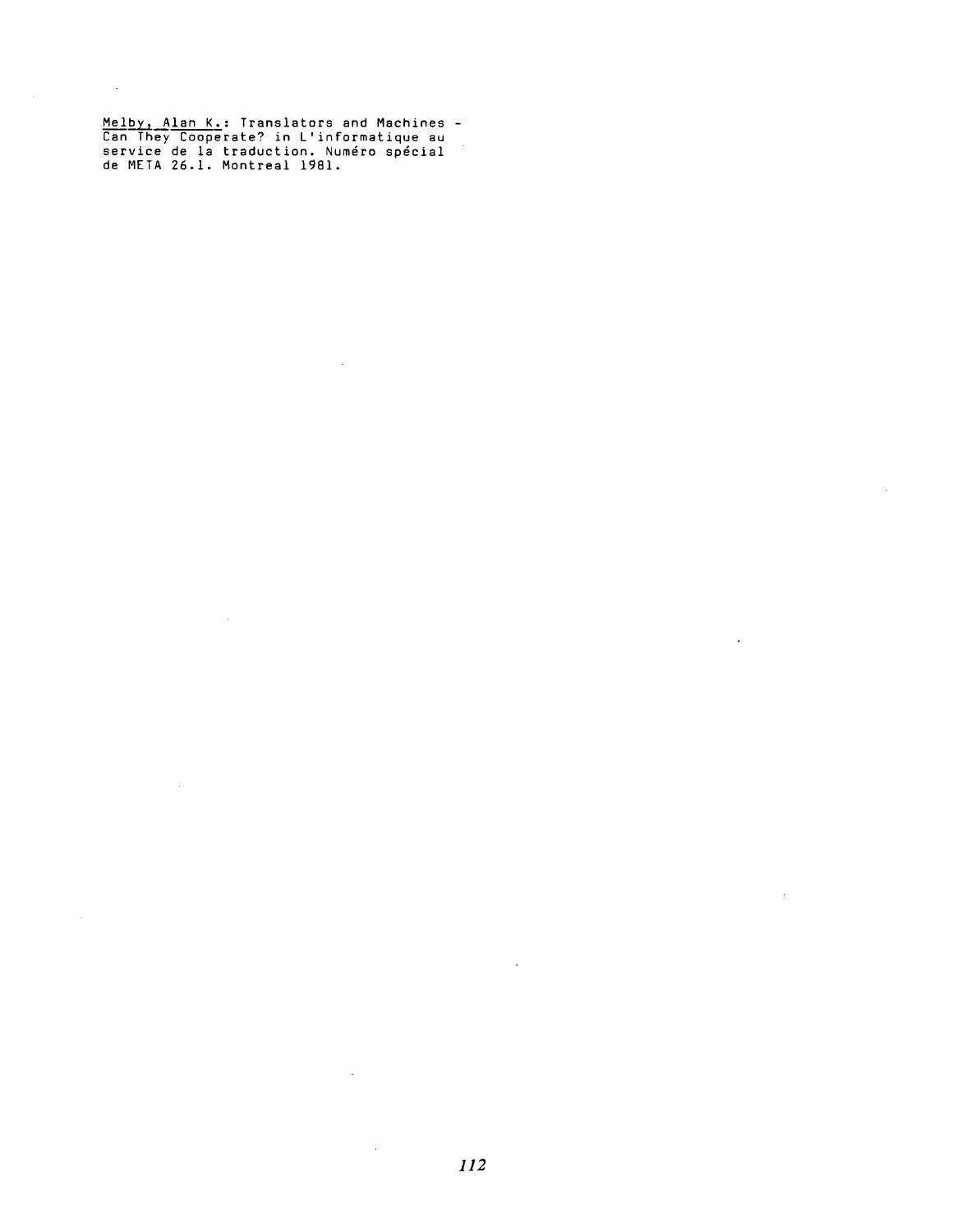Melby, Alan K.: Translators and Machines - Can They Cooperate? in L'informatique au service de la traduction. Numéro spécial de META 26.1. Montreal 1981.